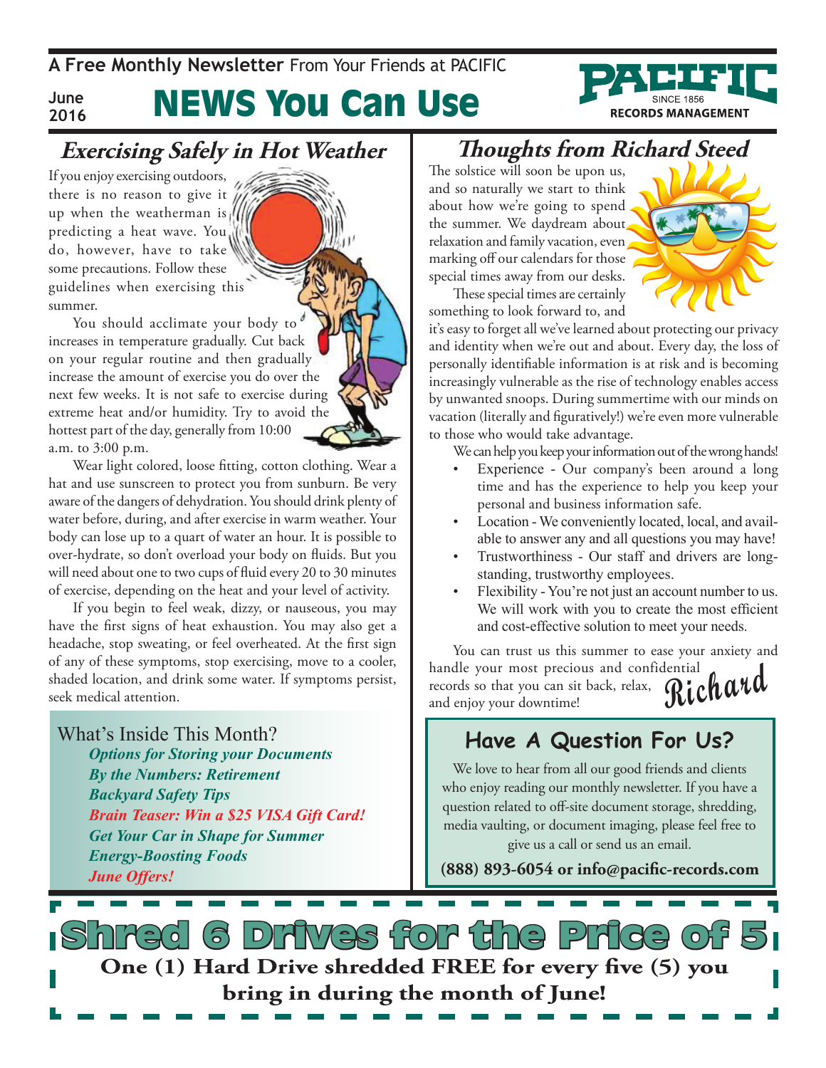A **Free Monthly Newsletter** From Your Friends at PACIFIC

June 2016

# NEWS You Can Use

PACIFIC SINCE 1856 RECORDS MANAGEMENT

## Exercising Safely in Hot Weather

If you enjoy exercising outdoors, there is no reason to give it up when the weatherman is predicting a heat wave. You do, however, have to take some precautions. Follow these guidelines when exercising this summer.

You should acclimate your body to increases in temperature gradually. Cut back on your regular routine and then gradually increase the amount of exercise you do over the next few weeks. It is not safe to exercise during extreme heat and/or humidity. Try to avoid the hottest part of the day, generally from 10:00 a.m. to 3:00 p.m.

Wear light colored, loose fitting, cotton clothing. Wear a hat and use sunscreen to protect you from sunburn. Be very aware of the dangers of dehydration. You should drink plenty of water before, during, and after exercise in warm weather. Your body can lose up to a quart of water an hour. It is possible to over-hydrate, so don't overload your body on fluids. But you will need about one to two cups of fluid every 20 to 30 minutes of exercise, depending on the heat and your level of activity.

If you begin to feel weak, dizzy, or nauseous, you may have the first signs of heat exhaustion. You may also get a headache, stop sweating, or feel overheated. At the first sign of any of these symptoms, stop exercising, move to a cooler, shaded location, and drink some water. If symptoms persist, seek medical attention.

What's Inside This Month?

- *Options for Storing your Documents*
- *By the Numbers: Retirement*
- *Backyard Safety Tips*
- *Brain Teaser: Win a $25 VISA Gift Card!*
- *Get Your Car in Shape for Summer*
- *Energy-Boosting Foods*
- *June Offers!*

## Thoughts from Richard Steed

The solstice will soon be upon us, and so naturally we start to think about how we're going to spend the summer. We daydream about relaxation and family vacation, even marking off our calendars for those special times away from our desks.

These special times are certainly something to look forward to, and it's easy to forget all we've learned about protecting our privacy and identity when we're out and about. Every day, the loss of personally identifiable information is at risk and is becoming increasingly vulnerable as the rise of technology enables access by unwanted snoops. During summertime with our minds on vacation (literally and figuratively!) we're even more vulnerable to those who would take advantage.

We can help you keep your information out of the wrong hands!

- Experience - Our company's been around a long time and has the experience to help you keep your personal and business information safe.
- Location - We conveniently located, local, and available to answer any and all questions you may have!
- Trustworthiness - Our staff and drivers are long-standing, trustworthy employees.
- Flexibility - You're not just an account number to us. We will work with you to create the most efficient and cost-effective solution to meet your needs.

You can trust us this summer to ease your anxiety and handle your most precious and confidential records so that you can sit back, relax, and enjoy your downtime!

*Richard*

## Have A Question For Us?

We love to hear from all our good friends and clients who enjoy reading our monthly newsletter. If you have a question related to off-site document storage, shredding, media vaulting, or document imaging, please feel free to give us a call or send us an email.

**(888) 893-6054 or info@pacific-records.com**

## Shred 6 Drives for the Price of 5

**One (1) Hard Drive shredded FREE for every five (5) you bring in during the month of June!**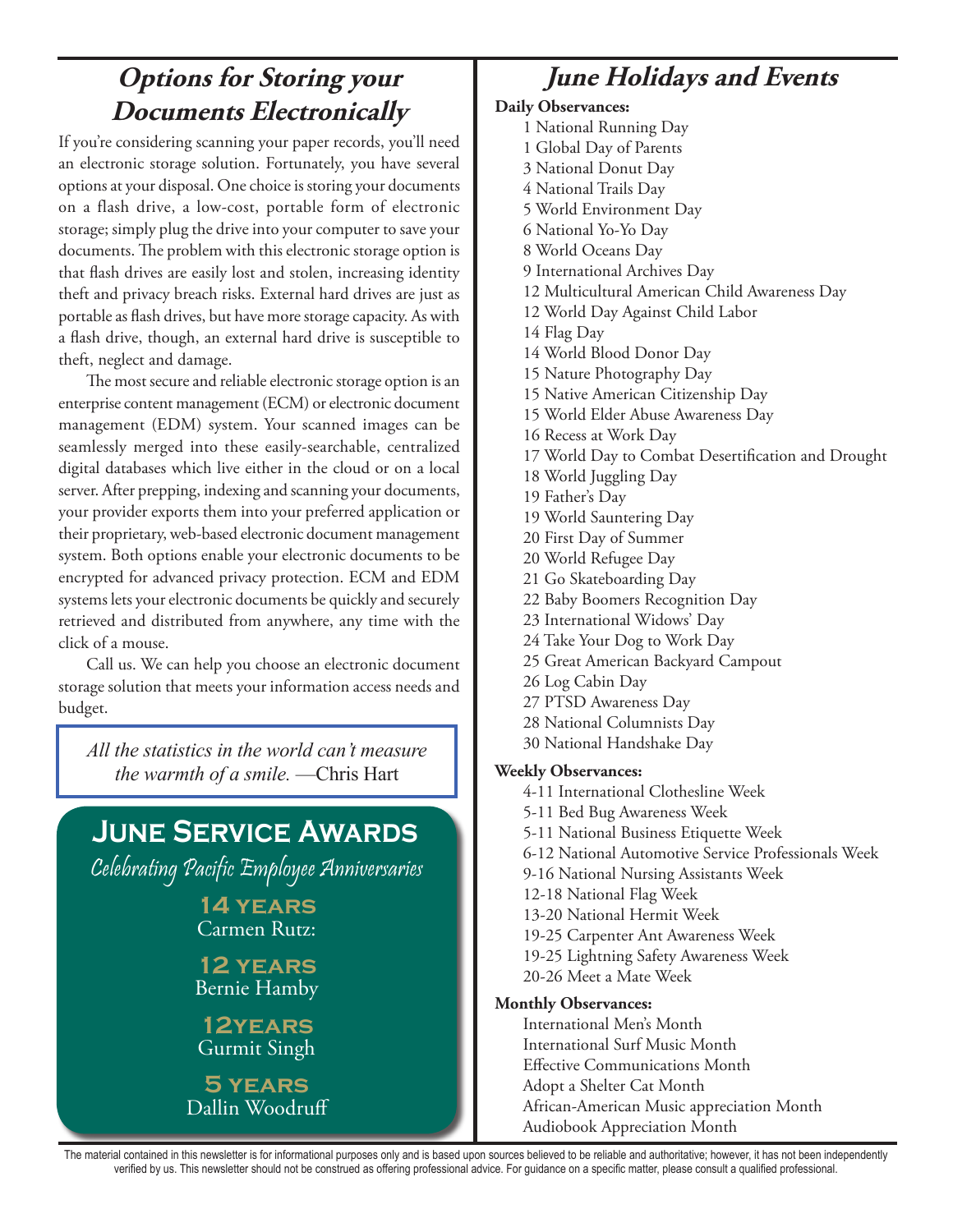## *Options for Storing your Documents Electronically*

If you're considering scanning your paper records, you'll need an electronic storage solution. Fortunately, you have several options at your disposal. One choice is storing your documents on a flash drive, a low-cost, portable form of electronic storage; simply plug the drive into your computer to save your documents. The problem with this electronic storage option is that flash drives are easily lost and stolen, increasing identity theft and privacy breach risks. External hard drives are just as portable as flash drives, but have more storage capacity. As with a flash drive, though, an external hard drive is susceptible to theft, neglect and damage.

The most secure and reliable electronic storage option is an enterprise content management (ECM) or electronic document management (EDM) system. Your scanned images can be seamlessly merged into these easily-searchable, centralized digital databases which live either in the cloud or on a local server. After prepping, indexing and scanning your documents, your provider exports them into your preferred application or their proprietary, web-based electronic document management system. Both options enable your electronic documents to be encrypted for advanced privacy protection. ECM and EDM systems lets your electronic documents be quickly and securely retrieved and distributed from anywhere, any time with the click of a mouse.

Call us. We can help you choose an electronic document storage solution that meets your information access needs and budget.

> *All the statistics in the world can't measure the warmth of a smile.* —Chris Hart

## June Service Awards

*Celebrating Pacific Employee Anniversaries*

**14 years**
Carmen Rutz:

**12 years**
Bernie Hamby

**12years**
Gurmit Singh

**5 years**
Dallin Woodruff

## *June Holidays and Events*

**Daily Observances:**

1 National Running Day
1 Global Day of Parents
3 National Donut Day
4 National Trails Day
5 World Environment Day
6 National Yo-Yo Day
8 World Oceans Day
9 International Archives Day
12 Multicultural American Child Awareness Day
12 World Day Against Child Labor
14 Flag Day
14 World Blood Donor Day
15 Nature Photography Day
15 Native American Citizenship Day
15 World Elder Abuse Awareness Day
16 Recess at Work Day
17 World Day to Combat Desertification and Drought
18 World Juggling Day
19 Father's Day
19 World Sauntering Day
20 First Day of Summer
20 World Refugee Day
21 Go Skateboarding Day
22 Baby Boomers Recognition Day
23 International Widows' Day
24 Take Your Dog to Work Day
25 Great American Backyard Campout
26 Log Cabin Day
27 PTSD Awareness Day
28 National Columnists Day
30 National Handshake Day

**Weekly Observances:**

4-11 International Clothesline Week
5-11 Bed Bug Awareness Week
5-11 National Business Etiquette Week
6-12 National Automotive Service Professionals Week
9-16 National Nursing Assistants Week
12-18 National Flag Week
13-20 National Hermit Week
19-25 Carpenter Ant Awareness Week
19-25 Lightning Safety Awareness Week
20-26 Meet a Mate Week

**Monthly Observances:**

International Men's Month
International Surf Music Month
Effective Communications Month
Adopt a Shelter Cat Month
African-American Music appreciation Month
Audiobook Appreciation Month

The material contained in this newsletter is for informational purposes only and is based upon sources believed to be reliable and authoritative; however, it has not been independently verified by us. This newsletter should not be construed as offering professional advice. For guidance on a specific matter, please consult a qualified professional.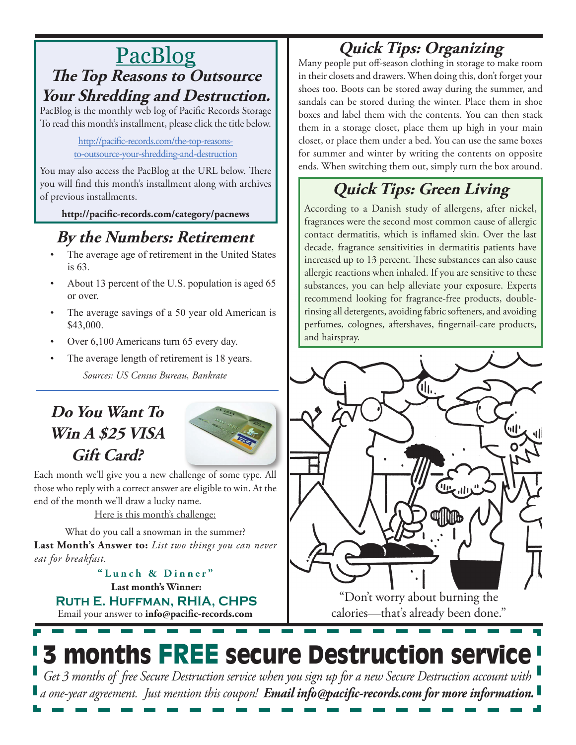## PacBlog

### The Top Reasons to Outsource Your Shredding and Destruction.

PacBlog is the monthly web log of Pacific Records Storage To read this month's installment, please click the title below.

http://pacific-records.com/the-top-reasons-to-outsource-your-shredding-and-destruction

You may also access the PacBlog at the URL below. There you will find this month's installment along with archives of previous installments.

**http://pacific-records.com/category/pacnews**

## By the Numbers: Retirement

- The average age of retirement in the United States is 63.
- About 13 percent of the U.S. population is aged 65 or over.
- The average savings of a 50 year old American is $43,000.
- Over 6,100 Americans turn 65 every day.
- The average length of retirement is 18 years.

*Sources: US Census Bureau, Bankrate*

## Do You Want To Win A $25 VISA Gift Card?

Each month we'll give you a new challenge of some type. All those who reply with a correct answer are eligible to win. At the end of the month we'll draw a lucky name.

Here is this month's challenge:

What do you call a snowman in the summer?

**Last Month's Answer to:** *List two things you can never eat for breakfast.*

**"Lunch & Dinner"**

**Last month's Winner:**

**Ruth E. Huffman, RHIA, CHPS**

Email your answer to **info@pacific-records.com**

## Quick Tips: Organizing

Many people put off-season clothing in storage to make room in their closets and drawers. When doing this, don't forget your shoes too. Boots can be stored away during the summer, and sandals can be stored during the winter. Place them in shoe boxes and label them with the contents. You can then stack them in a storage closet, place them up high in your main closet, or place them under a bed. You can use the same boxes for summer and winter by writing the contents on opposite ends. When switching them out, simply turn the box around.

## Quick Tips: Green Living

According to a Danish study of allergens, after nickel, fragrances were the second most common cause of allergic contact dermatitis, which is inflamed skin. Over the last decade, fragrance sensitivities in dermatitis patients have increased up to 13 percent. These substances can also cause allergic reactions when inhaled. If you are sensitive to these substances, you can help alleviate your exposure. Experts recommend looking for fragrance-free products, double-rinsing all detergents, avoiding fabric softeners, and avoiding perfumes, colognes, aftershaves, fingernail-care products, and hairspray.

"Don't worry about burning the calories—that's already been done."

# 3 months FREE secure Destruction service

*Get 3 months of free Secure Destruction service when you sign up for a new Secure Destruction account with a one-year agreement. Just mention this coupon!* ***Email info@pacific-records.com for more information.***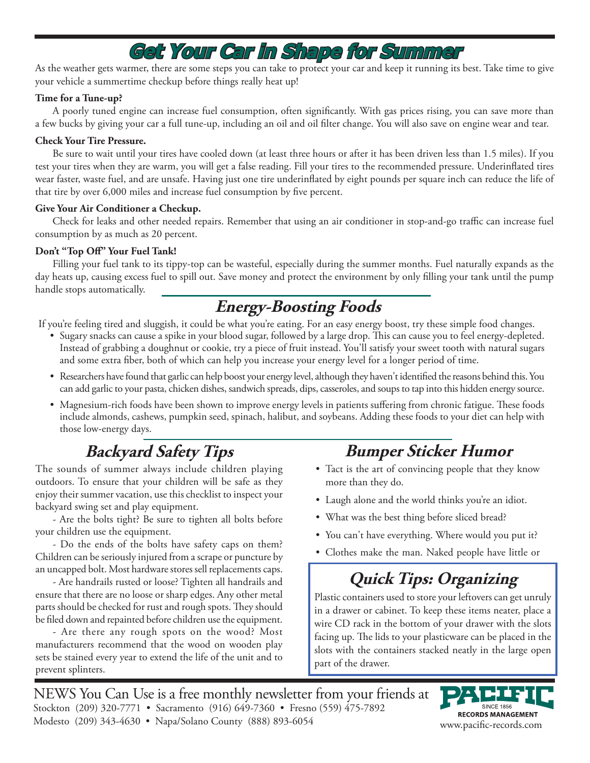# Get Your Car in Shape for Summer

As the weather gets warmer, there are some steps you can take to protect your car and keep it running its best. Take time to give your vehicle a summertime checkup before things really heat up!

**Time for a Tune-up?**

A poorly tuned engine can increase fuel consumption, often significantly. With gas prices rising, you can save more than a few bucks by giving your car a full tune-up, including an oil and oil filter change. You will also save on engine wear and tear.

**Check Your Tire Pressure.**

Be sure to wait until your tires have cooled down (at least three hours or after it has been driven less than 1.5 miles). If you test your tires when they are warm, you will get a false reading. Fill your tires to the recommended pressure. Underinflated tires wear faster, waste fuel, and are unsafe. Having just one tire underinflated by eight pounds per square inch can reduce the life of that tire by over 6,000 miles and increase fuel consumption by five percent.

**Give Your Air Conditioner a Checkup.**

Check for leaks and other needed repairs. Remember that using an air conditioner in stop-and-go traffic can increase fuel consumption by as much as 20 percent.

**Don't "Top Off" Your Fuel Tank!**

Filling your fuel tank to its tippy-top can be wasteful, especially during the summer months. Fuel naturally expands as the day heats up, causing excess fuel to spill out. Save money and protect the environment by only filling your tank until the pump handle stops automatically.

## Energy-Boosting Foods

If you're feeling tired and sluggish, it could be what you're eating. For an easy energy boost, try these simple food changes.

- Sugary snacks can cause a spike in your blood sugar, followed by a large drop. This can cause you to feel energy-depleted. Instead of grabbing a doughnut or cookie, try a piece of fruit instead. You'll satisfy your sweet tooth with natural sugars and some extra fiber, both of which can help you increase your energy level for a longer period of time.
- Researchers have found that garlic can help boost your energy level, although they haven't identified the reasons behind this. You can add garlic to your pasta, chicken dishes, sandwich spreads, dips, casseroles, and soups to tap into this hidden energy source.
- Magnesium-rich foods have been shown to improve energy levels in patients suffering from chronic fatigue. These foods include almonds, cashews, pumpkin seed, spinach, halibut, and soybeans. Adding these foods to your diet can help with those low-energy days.

## Backyard Safety Tips

The sounds of summer always include children playing outdoors. To ensure that your children will be safe as they enjoy their summer vacation, use this checklist to inspect your backyard swing set and play equipment.

- Are the bolts tight? Be sure to tighten all bolts before your children use the equipment.

- Do the ends of the bolts have safety caps on them? Children can be seriously injured from a scrape or puncture by an uncapped bolt. Most hardware stores sell replacements caps.

- Are handrails rusted or loose? Tighten all handrails and ensure that there are no loose or sharp edges. Any other metal parts should be checked for rust and rough spots. They should be filed down and repainted before children use the equipment.

- Are there any rough spots on the wood? Most manufacturers recommend that the wood on wooden play sets be stained every year to extend the life of the unit and to prevent splinters.

## Bumper Sticker Humor

- Tact is the art of convincing people that they know more than they do.
- Laugh alone and the world thinks you're an idiot.
- What was the best thing before sliced bread?
- You can't have everything. Where would you put it?
- Clothes make the man. Naked people have little or

## Quick Tips: Organizing

Plastic containers used to store your leftovers can get unruly in a drawer or cabinet. To keep these items neater, place a wire CD rack in the bottom of your drawer with the slots facing up. The lids to your plasticware can be placed in the slots with the containers stacked neatly in the large open part of the drawer.

NEWS You Can Use is a free monthly newsletter from your friends at

Stockton (209) 320-7771 • Sacramento (916) 649-7360 • Fresno (559) 475-7892
Modesto (209) 343-4630 • Napa/Solano County (888) 893-6054

PACIFIC SINCE 1856 RECORDS MANAGEMENT
www.pacific-records.com